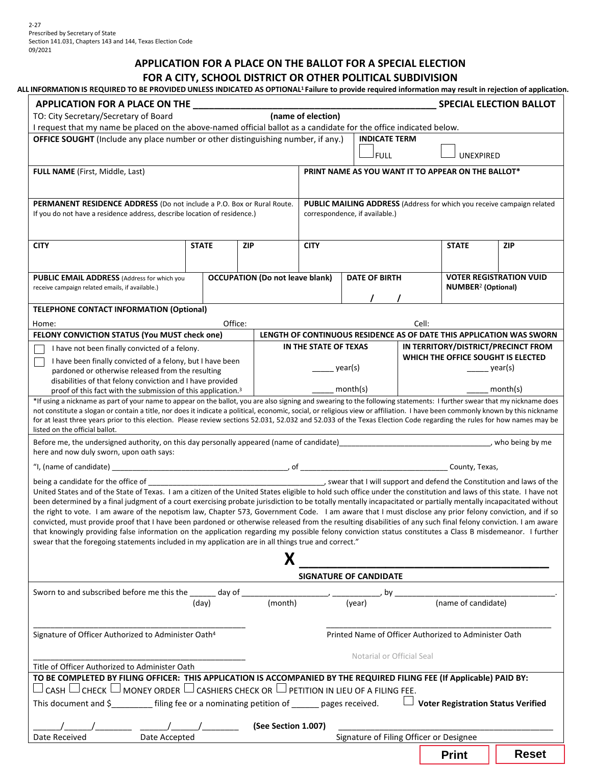2-27
Prescribed by Secretary of State
Section 141.031, Chapters 143 and 144, Texas Election Code
09/2021

# APPLICATION FOR A PLACE ON THE BALLOT FOR A SPECIAL ELECTION FOR A CITY, SCHOOL DISTRICT OR OTHER POLITICAL SUBDIVISION

**ALL INFORMATION IS REQUIRED TO BE PROVIDED UNLESS INDICATED AS OPTIONAL[1] Failure to provide required information may result in rejection of application.**

**APPLICATION FOR A PLACE ON THE _______________________________ SPECIAL ELECTION BALLOT**

TO: City Secretary/Secretary of Board **(name of election)**

I request that my name be placed on the above-named official ballot as a candidate for the office indicated below.

| | |
|---|---|
| **OFFICE SOUGHT** (Include any place number or other distinguishing number, if any.) | **INDICATE TERM** ☐ FULL ☐ UNEXPIRED |
| **FULL NAME** (First, Middle, Last) | **PRINT NAME AS YOU WANT IT TO APPEAR ON THE BALLOT*** |
| **PERMANENT RESIDENCE ADDRESS** (Do not include a P.O. Box or Rural Route. If you do not have a residence address, describe location of residence.) | **PUBLIC MAILING ADDRESS** (Address for which you receive campaign related correspondence, if available.) |
| **CITY** / **STATE** / **ZIP** | **CITY** / **STATE** / **ZIP** |

| **PUBLIC EMAIL ADDRESS** (Address for which you receive campaign related emails, if available.) | **OCCUPATION (Do not leave blank)** | **DATE OF BIRTH** | **VOTER REGISTRATION VUID NUMBER[2] (Optional)** |
|---|---|---|---|
| | | / / | |

**TELEPHONE CONTACT INFORMATION (Optional)**

Home: Office: Cell:

| **FELONY CONVICTION STATUS (You MUST check one)** | **LENGTH OF CONTINUOUS RESIDENCE AS OF DATE THIS APPLICATION WAS SWORN** | |
|---|---|---|
| | **IN THE STATE OF TEXAS** | **IN TERRITORY/DISTRICT/PRECINCT FROM WHICH THE OFFICE SOUGHT IS ELECTED** |
| ☐ I have not been finally convicted of a felony. | _____ year(s) | _____ year(s) |
| ☐ I have been finally convicted of a felony, but I have been pardoned or otherwise released from the resulting disabilities of that felony conviction and I have provided proof of this fact with the submission of this application.[3] | _____ month(s) | _____ month(s) |

*If using a nickname as part of your name to appear on the ballot, you are also signing and swearing to the following statements: I further swear that my nickname does not constitute a slogan or contain a title, nor does it indicate a political, economic, social, or religious view or affiliation. I have been commonly known by this nickname for at least three years prior to this election. Please review sections 52.031, 52.032 and 52.033 of the Texas Election Code regarding the rules for how names may be listed on the official ballot.

Before me, the undersigned authority, on this day personally appeared (name of candidate)_______________________, who being by me here and now duly sworn, upon oath says:

"I, (name of candidate) _______________________, of _______________________ County, Texas,

being a candidate for the office of _______________________, swear that I will support and defend the Constitution and laws of the United States and of the State of Texas. I am a citizen of the United States eligible to hold such office under the constitution and laws of this state. I have not been determined by a final judgment of a court exercising probate jurisdiction to be totally mentally incapacitated or partially mentally incapacitated without the right to vote. I am aware of the nepotism law, Chapter 573, Government Code. I am aware that I must disclose any prior felony conviction, and if so convicted, must provide proof that I have been pardoned or otherwise released from the resulting disabilities of any such final felony conviction. I am aware that knowingly providing false information on the application regarding my possible felony conviction status constitutes a Class B misdemeanor. I further swear that the foregoing statements included in my application are in all things true and correct."

**X** _______________________

**SIGNATURE OF CANDIDATE**

Sworn to and subscribed before me this the ______ day of _______________, ________, by _______________________.
(day) (month) (year) (name of candidate)

_______________________
Signature of Officer Authorized to Administer Oath[4]

_______________________
Printed Name of Officer Authorized to Administer Oath

Notarial or Official Seal

_______________________
Title of Officer Authorized to Administer Oath

**TO BE COMPLETED BY FILING OFFICER: THIS APPLICATION IS ACCOMPANIED BY THE REQUIRED FILING FEE (If Applicable) PAID BY:**

☐ CASH ☐ CHECK ☐ MONEY ORDER ☐ CASHIERS CHECK OR ☐ PETITION IN LIEU OF A FILING FEE.

This document and $_________ filing fee or a nominating petition of ______ pages received. ☐ **Voter Registration Status Verified**

\_\_\_\_\_/\_\_\_\_\_/\_\_\_\_\_\_ \_\_\_\_\_/\_\_\_\_\_/\_\_\_\_\_\_ **(See Section 1.007)** _______________________

Date Received Date Accepted Signature of Filing Officer or Designee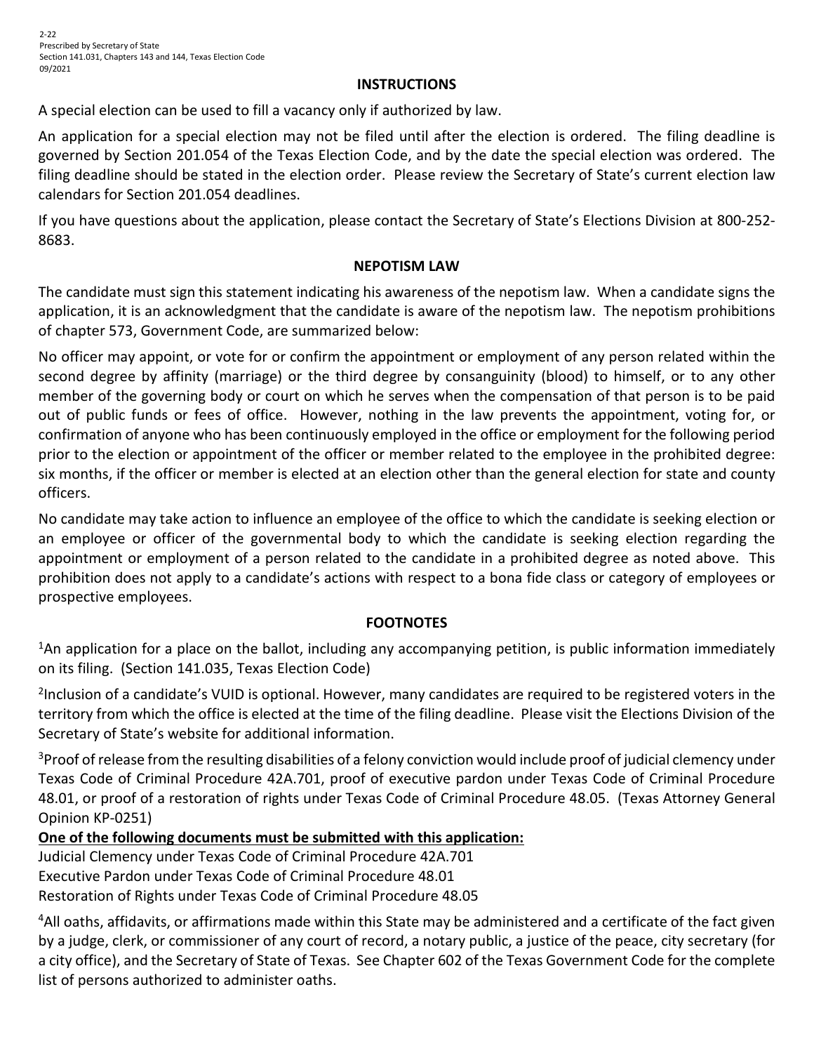2-22
Prescribed by Secretary of State
Section 141.031, Chapters 143 and 144, Texas Election Code
09/2021

## INSTRUCTIONS

A special election can be used to fill a vacancy only if authorized by law.

An application for a special election may not be filed until after the election is ordered. The filing deadline is governed by Section 201.054 of the Texas Election Code, and by the date the special election was ordered. The filing deadline should be stated in the election order. Please review the Secretary of State's current election law calendars for Section 201.054 deadlines.

If you have questions about the application, please contact the Secretary of State's Elections Division at 800-252-8683.

## NEPOTISM LAW

The candidate must sign this statement indicating his awareness of the nepotism law. When a candidate signs the application, it is an acknowledgment that the candidate is aware of the nepotism law. The nepotism prohibitions of chapter 573, Government Code, are summarized below:

No officer may appoint, or vote for or confirm the appointment or employment of any person related within the second degree by affinity (marriage) or the third degree by consanguinity (blood) to himself, or to any other member of the governing body or court on which he serves when the compensation of that person is to be paid out of public funds or fees of office. However, nothing in the law prevents the appointment, voting for, or confirmation of anyone who has been continuously employed in the office or employment for the following period prior to the election or appointment of the officer or member related to the employee in the prohibited degree: six months, if the officer or member is elected at an election other than the general election for state and county officers.

No candidate may take action to influence an employee of the office to which the candidate is seeking election or an employee or officer of the governmental body to which the candidate is seeking election regarding the appointment or employment of a person related to the candidate in a prohibited degree as noted above. This prohibition does not apply to a candidate's actions with respect to a bona fide class or category of employees or prospective employees.

## FOOTNOTES

[1]An application for a place on the ballot, including any accompanying petition, is public information immediately on its filing. (Section 141.035, Texas Election Code)

[2]Inclusion of a candidate's VUID is optional. However, many candidates are required to be registered voters in the territory from which the office is elected at the time of the filing deadline. Please visit the Elections Division of the Secretary of State's website for additional information.

[3]Proof of release from the resulting disabilities of a felony conviction would include proof of judicial clemency under Texas Code of Criminal Procedure 42A.701, proof of executive pardon under Texas Code of Criminal Procedure 48.01, or proof of a restoration of rights under Texas Code of Criminal Procedure 48.05. (Texas Attorney General Opinion KP-0251)

**One of the following documents must be submitted with this application:**

Judicial Clemency under Texas Code of Criminal Procedure 42A.701
Executive Pardon under Texas Code of Criminal Procedure 48.01
Restoration of Rights under Texas Code of Criminal Procedure 48.05

[4]All oaths, affidavits, or affirmations made within this State may be administered and a certificate of the fact given by a judge, clerk, or commissioner of any court of record, a notary public, a justice of the peace, city secretary (for a city office), and the Secretary of State of Texas. See Chapter 602 of the Texas Government Code for the complete list of persons authorized to administer oaths.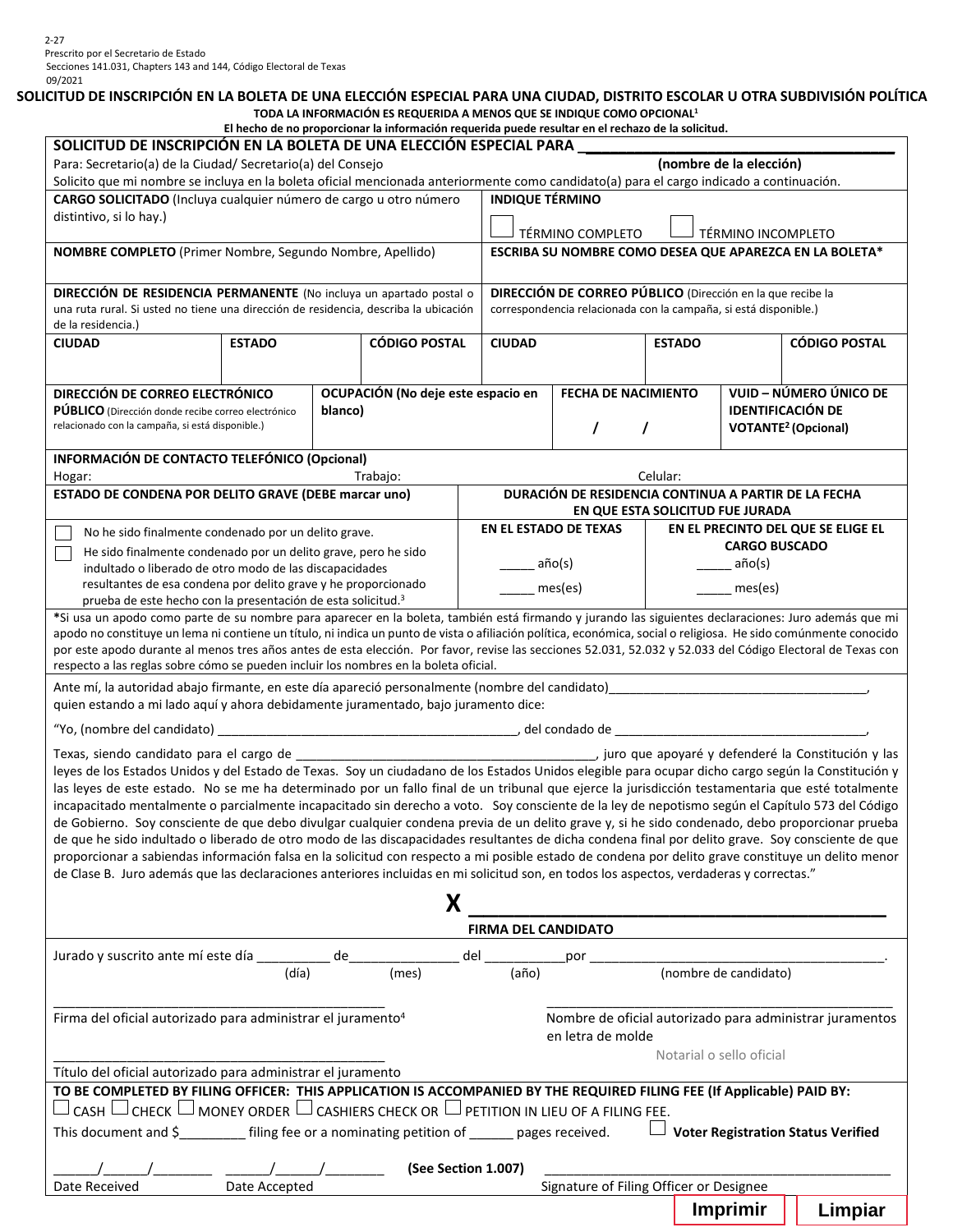2-27
Prescrito por el Secretario de Estado
Secciones 141.031, Chapters 143 and 144, Código Electoral de Texas
09/2021

# SOLICITUD DE INSCRIPCIÓN EN LA BOLETA DE UNA ELECCIÓN ESPECIAL PARA UNA CIUDAD, DISTRITO ESCOLAR U OTRA SUBDIVISIÓN POLÍTICA

**TODA LA INFORMACIÓN ES REQUERIDA A MENOS QUE SE INDIQUE COMO OPCIONAL[1]**
**El hecho de no proporcionar la información requerida puede resultar en el rechazo de la solicitud.**

**SOLICITUD DE INSCRIPCIÓN EN LA BOLETA DE UNA ELECCIÓN ESPECIAL PARA ______________________ (nombre de la elección)**

Para: Secretario(a) de la Ciudad/ Secretario(a) del Consejo

Solicito que mi nombre se incluya en la boleta oficial mencionada anteriormente como candidato(a) para el cargo indicado a continuación.

| **CARGO SOLICITADO** (Incluya cualquier número de cargo u otro número distintivo, si lo hay.) | | | **INDIQUE TÉRMINO** ☐ TÉRMINO COMPLETO ☐ TÉRMINO INCOMPLETO | | |
|---|---|---|---|---|---|
| **NOMBRE COMPLETO** (Primer Nombre, Segundo Nombre, Apellido) | | | **ESCRIBA SU NOMBRE COMO DESEA QUE APAREZCA EN LA BOLETA*** | | |
| **DIRECCIÓN DE RESIDENCIA PERMANENTE** (No incluya un apartado postal o una ruta rural. Si usted no tiene una dirección de residencia, describa la ubicación de la residencia.) | | | **DIRECCIÓN DE CORREO PÚBLICO** (Dirección en la que recibe la correspondencia relacionada con la campaña, si está disponible.) | | |
| **CIUDAD** | **ESTADO** | **CÓDIGO POSTAL** | **CIUDAD** | **ESTADO** | **CÓDIGO POSTAL** |

| **DIRECCIÓN DE CORREO ELECTRÓNICO PÚBLICO** (Dirección donde recibe correo electrónico relacionado con la campaña, si está disponible.) | **OCUPACIÓN (No deje este espacio en blanco)** | **FECHA DE NACIMIENTO** / / | **VUID – NÚMERO ÚNICO DE IDENTIFICACIÓN DE VOTANTE[2] (Opcional)** |
|---|---|---|---|

**INFORMACIÓN DE CONTACTO TELEFÓNICO (Opcional)**
Hogar: Trabajo: Celular:

| **ESTADO DE CONDENA POR DELITO GRAVE (DEBE marcar uno)** | **DURACIÓN DE RESIDENCIA CONTINUA A PARTIR DE LA FECHA EN QUE ESTA SOLICITUD FUE JURADA** | |
|---|---|---|
| | **EN EL ESTADO DE TEXAS** | **EN EL PRECINTO DEL QUE SE ELIGE EL CARGO BUSCADO** |
| ☐ No he sido finalmente condenado por un delito grave.<br>☐ He sido finalmente condenado por un delito grave, pero he sido indultado o liberado de otro modo de las discapacidades resultantes de esa condena por delito grave y he proporcionado prueba de este hecho con la presentación de esta solicitud.[3] | _____ año(s)<br>_____ mes(es) | _____ año(s)<br>_____ mes(es) |

***Si usa un apodo como parte de su nombre para aparecer en la boleta, también está firmando y jurando las siguientes declaraciones:** Juro además que mi apodo no constituye un lema ni contiene un título, ni indica un punto de vista o afiliación política, económica, social o religiosa. He sido comúnmente conocido por este apodo durante al menos tres años antes de esta elección. Por favor, revise las secciones 52.031, 52.032 y 52.033 del Código Electoral de Texas con respecto a las reglas sobre cómo se pueden incluir los nombres en la boleta oficial.

Ante mí, la autoridad abajo firmante, en este día apareció personalmente (nombre del candidato)__________________________________, quien estando a mi lado aquí y ahora debidamente juramentado, bajo juramento dice:

"Yo, (nombre del candidato) ________________________________________, del condado de __________________________________,

Texas, siendo candidato para el cargo de ________________________________________, juro que apoyaré y defenderé la Constitución y las leyes de los Estados Unidos y del Estado de Texas. Soy un ciudadano de los Estados Unidos elegible para ocupar dicho cargo según la Constitución y las leyes de este estado. No se me ha determinado por un fallo final de un tribunal que ejerce la jurisdicción testamentaria que esté totalmente incapacitado mentalmente o parcialmente incapacitado sin derecho a voto. Soy consciente de la ley de nepotismo según el Capítulo 573 del Código de Gobierno. Soy consciente de que debo divulgar cualquier condena previa de un delito grave y, si he sido condenado, debo proporcionar prueba de que he sido indultado o liberado de otro modo de las discapacidades resultantes de dicha condena final por delito grave. Soy consciente de que proporcionar a sabiendas información falsa en la solicitud con respecto a mi posible estado de condena por delito grave constituye un delito menor de Clase B. Juro además que las declaraciones anteriores incluidas en mi solicitud son, en todos los aspectos, verdaderas y correctas."

**X** ________________________________________
**FIRMA DEL CANDIDATO**

Jurado y suscrito ante mí este día __________ (día) de _______________ (mes) del ___________ (año) por ________________________________________ (nombre de candidato).

_____________________________________________
Firma del oficial autorizado para administrar el juramento[4]

_____________________________________________
Nombre de oficial autorizado para administrar juramentos en letra de molde

Notarial o sello oficial

_____________________________________________
Título del oficial autorizado para administrar el juramento

**TO BE COMPLETED BY FILING OFFICER: THIS APPLICATION IS ACCOMPANIED BY THE REQUIRED FILING FEE (If Applicable) PAID BY:**
☐ CASH ☐ CHECK ☐ MONEY ORDER ☐ CASHIERS CHECK OR ☐ PETITION IN LIEU OF A FILING FEE.

This document and $_________ filing fee or a nominating petition of ______ pages received. ☐ **Voter Registration Status Verified**

______/______/________ Date Received
______/______/________ Date Accepted
**(See Section 1.007)**
_____________________________________________ Signature of Filing Officer or Designee

Imprimir | Limpiar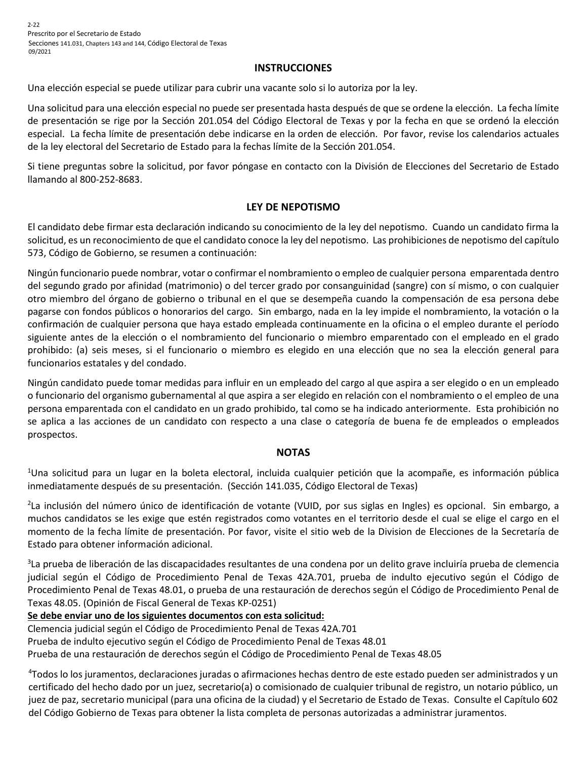2-22
Prescrito por el Secretario de Estado
Secciones 141.031, Chapters 143 and 144, Código Electoral de Texas
09/2021

## INSTRUCCIONES

Una elección especial se puede utilizar para cubrir una vacante solo si lo autoriza por la ley.

Una solicitud para una elección especial no puede ser presentada hasta después de que se ordene la elección. La fecha límite de presentación se rige por la Sección 201.054 del Código Electoral de Texas y por la fecha en que se ordenó la elección especial. La fecha límite de presentación debe indicarse en la orden de elección. Por favor, revise los calendarios actuales de la ley electoral del Secretario de Estado para la fechas límite de la Sección 201.054.

Si tiene preguntas sobre la solicitud, por favor póngase en contacto con la División de Elecciones del Secretario de Estado llamando al 800-252-8683.

## LEY DE NEPOTISMO

El candidato debe firmar esta declaración indicando su conocimiento de la ley del nepotismo. Cuando un candidato firma la solicitud, es un reconocimiento de que el candidato conoce la ley del nepotismo. Las prohibiciones de nepotismo del capítulo 573, Código de Gobierno, se resumen a continuación:

Ningún funcionario puede nombrar, votar o confirmar el nombramiento o empleo de cualquier persona emparentada dentro del segundo grado por afinidad (matrimonio) o del tercer grado por consanguinidad (sangre) con sí mismo, o con cualquier otro miembro del órgano de gobierno o tribunal en el que se desempeña cuando la compensación de esa persona debe pagarse con fondos públicos o honorarios del cargo. Sin embargo, nada en la ley impide el nombramiento, la votación o la confirmación de cualquier persona que haya estado empleada continuamente en la oficina o el empleo durante el período siguiente antes de la elección o el nombramiento del funcionario o miembro emparentado con el empleado en el grado prohibido: (a) seis meses, si el funcionario o miembro es elegido en una elección que no sea la elección general para funcionarios estatales y del condado.

Ningún candidato puede tomar medidas para influir en un empleado del cargo al que aspira a ser elegido o en un empleado o funcionario del organismo gubernamental al que aspira a ser elegido en relación con el nombramiento o el empleo de una persona emparentada con el candidato en un grado prohibido, tal como se ha indicado anteriormente. Esta prohibición no se aplica a las acciones de un candidato con respecto a una clase o categoría de buena fe de empleados o empleados prospectos.

## NOTAS

[1]Una solicitud para un lugar en la boleta electoral, incluida cualquier petición que la acompañe, es información pública inmediatamente después de su presentación. (Sección 141.035, Código Electoral de Texas)

[2]La inclusión del número único de identificación de votante (VUID, por sus siglas en Ingles) es opcional. Sin embargo, a muchos candidatos se les exige que estén registrados como votantes en el territorio desde el cual se elige el cargo en el momento de la fecha límite de presentación. Por favor, visite el sitio web de la Division de Elecciones de la Secretaría de Estado para obtener información adicional.

[3]La prueba de liberación de las discapacidades resultantes de una condena por un delito grave incluiría prueba de clemencia judicial según el Código de Procedimiento Penal de Texas 42A.701, prueba de indulto ejecutivo según el Código de Procedimiento Penal de Texas 48.01, o prueba de una restauración de derechos según el Código de Procedimiento Penal de Texas 48.05. (Opinión de Fiscal General de Texas KP-0251)

**<u>Se debe enviar uno de los siguientes documentos con esta solicitud:</u>**
Clemencia judicial según el Código de Procedimiento Penal de Texas 42A.701
Prueba de indulto ejecutivo según el Código de Procedimiento Penal de Texas 48.01
Prueba de una restauración de derechos según el Código de Procedimiento Penal de Texas 48.05

[4]Todos lo los juramentos, declaraciones juradas o afirmaciones hechas dentro de este estado pueden ser administrados y un certificado del hecho dado por un juez, secretario(a) o comisionado de cualquier tribunal de registro, un notario público, un juez de paz, secretario municipal (para una oficina de la ciudad) y el Secretario de Estado de Texas. Consulte el Capítulo 602 del Código Gobierno de Texas para obtener la lista completa de personas autorizadas a administrar juramentos.